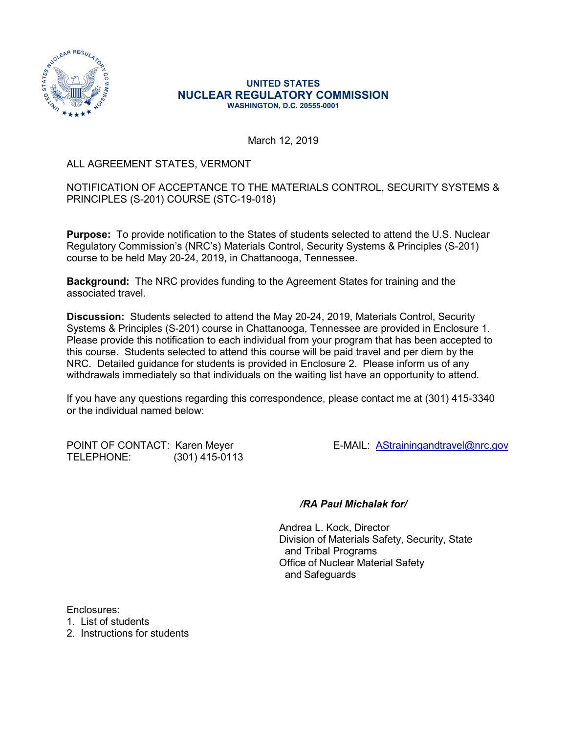**UNITED STATES**
**NUCLEAR REGULATORY COMMISSION**
**WASHINGTON, D.C. 20555-0001**

March 12, 2019

ALL AGREEMENT STATES, VERMONT

NOTIFICATION OF ACCEPTANCE TO THE MATERIALS CONTROL, SECURITY SYSTEMS & PRINCIPLES (S-201) COURSE (STC-19-018)

**Purpose:** To provide notification to the States of students selected to attend the U.S. Nuclear Regulatory Commission's (NRC's) Materials Control, Security Systems & Principles (S-201) course to be held May 20-24, 2019, in Chattanooga, Tennessee.

**Background:** The NRC provides funding to the Agreement States for training and the associated travel.

**Discussion:** Students selected to attend the May 20-24, 2019, Materials Control, Security Systems & Principles (S-201) course in Chattanooga, Tennessee are provided in Enclosure 1. Please provide this notification to each individual from your program that has been accepted to this course. Students selected to attend this course will be paid travel and per diem by the NRC. Detailed guidance for students is provided in Enclosure 2. Please inform us of any withdrawals immediately so that individuals on the waiting list have an opportunity to attend.

If you have any questions regarding this correspondence, please contact me at (301) 415-3340 or the individual named below:

POINT OF CONTACT: Karen Meyer
TELEPHONE: (301) 415-0113
E-MAIL: AStrainingandtravel@nrc.gov

***/RA Paul Michalak for/***

Andrea L. Kock, Director
Division of Materials Safety, Security, State and Tribal Programs
Office of Nuclear Material Safety and Safeguards

Enclosures:
1. List of students
2. Instructions for students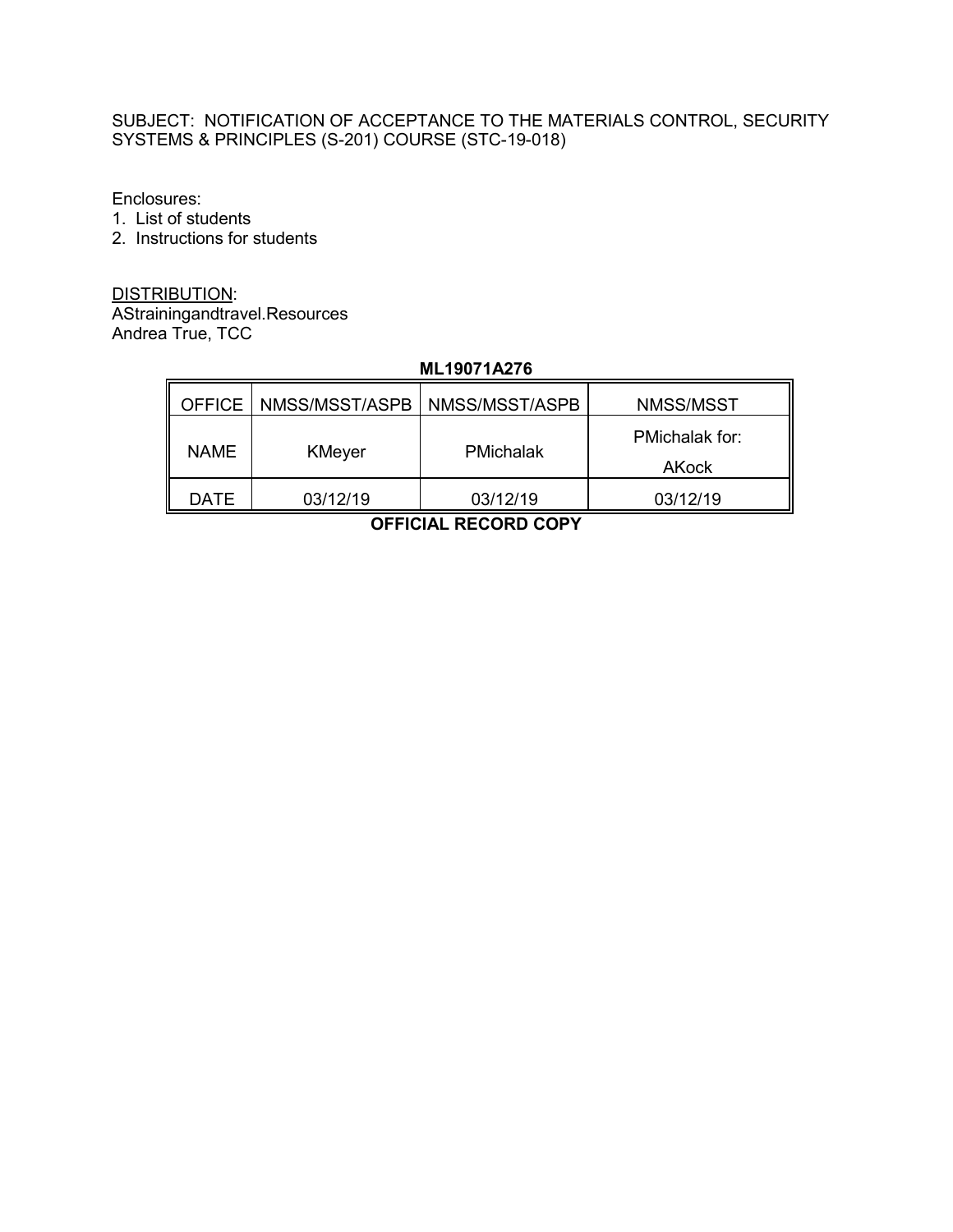SUBJECT: NOTIFICATION OF ACCEPTANCE TO THE MATERIALS CONTROL, SECURITY SYSTEMS & PRINCIPLES (S-201) COURSE (STC-19-018)

Enclosures:
1. List of students
2. Instructions for students

DISTRIBUTION:
AStrainingandtravel.Resources
Andrea True, TCC

**ML19071A276**

| OFFICE | NMSS/MSST/ASPB | NMSS/MSST/ASPB | NMSS/MSST |
|---|---|---|---|
| NAME | KMeyer | PMichalak | PMichalak for: AKock |
| DATE | 03/12/19 | 03/12/19 | 03/12/19 |

**OFFICIAL RECORD COPY**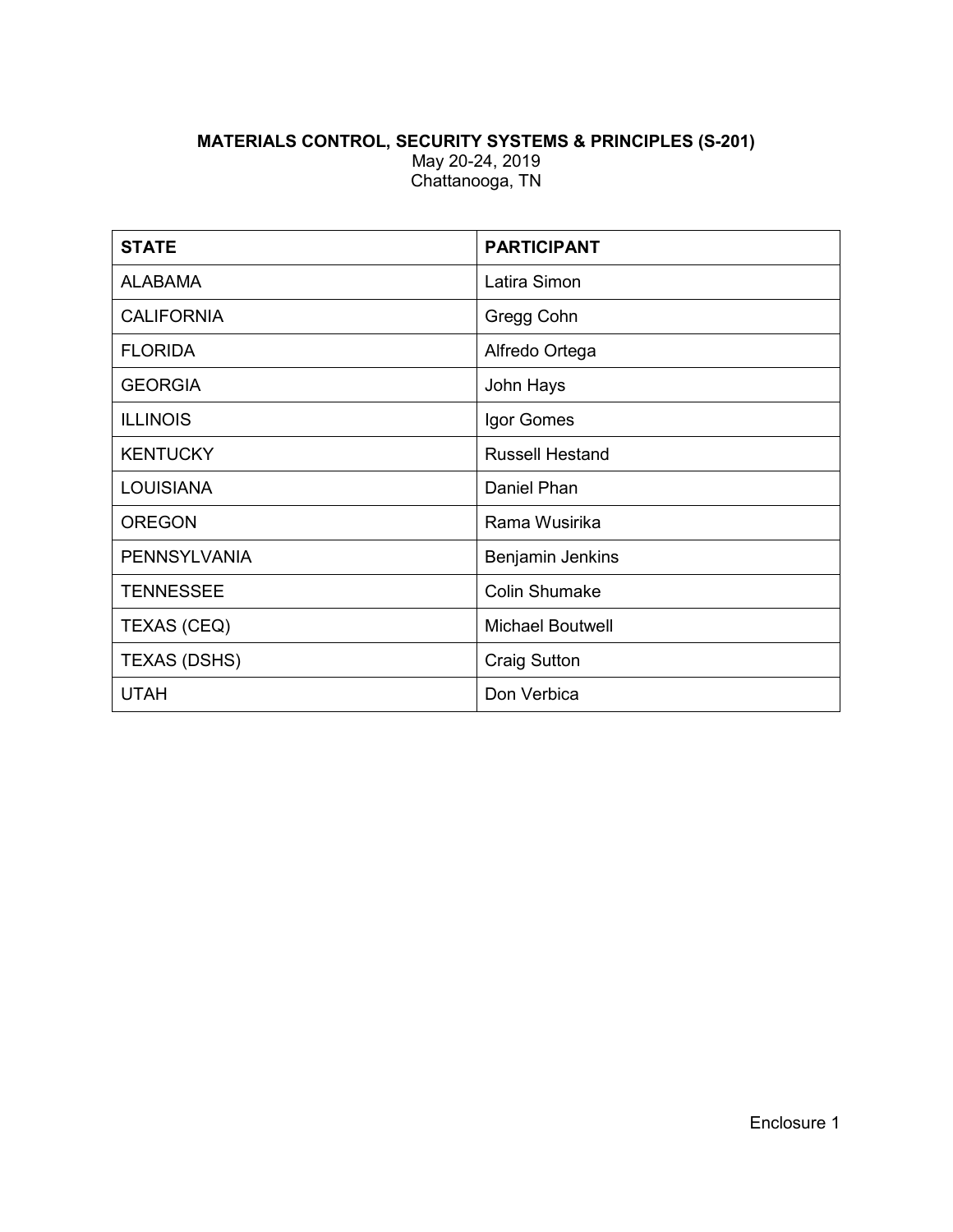**MATERIALS CONTROL, SECURITY SYSTEMS & PRINCIPLES (S-201)**

May 20-24, 2019

Chattanooga, TN

| STATE | PARTICIPANT |
|---|---|
| ALABAMA | Latira Simon |
| CALIFORNIA | Gregg Cohn |
| FLORIDA | Alfredo Ortega |
| GEORGIA | John Hays |
| ILLINOIS | Igor Gomes |
| KENTUCKY | Russell Hestand |
| LOUISIANA | Daniel Phan |
| OREGON | Rama Wusirika |
| PENNSYLVANIA | Benjamin Jenkins |
| TENNESSEE | Colin Shumake |
| TEXAS (CEQ) | Michael Boutwell |
| TEXAS (DSHS) | Craig Sutton |
| UTAH | Don Verbica |

Enclosure 1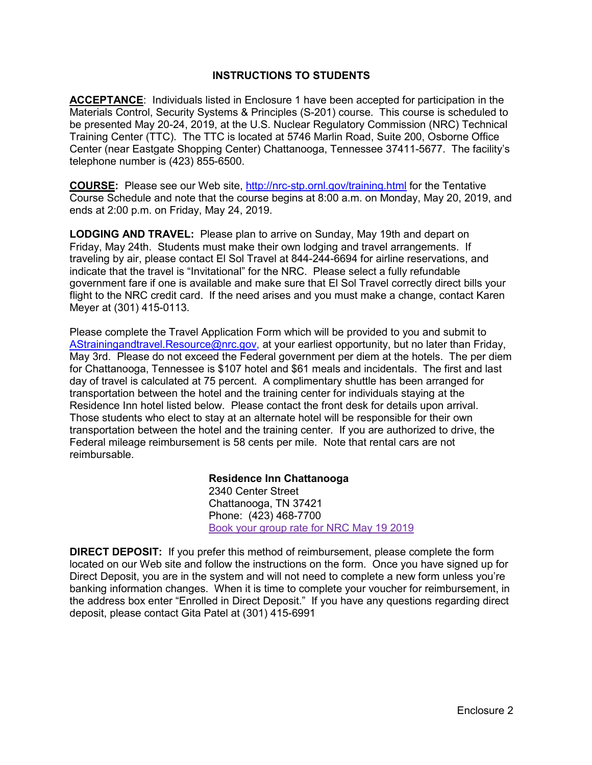**INSTRUCTIONS TO STUDENTS**

**ACCEPTANCE**: Individuals listed in Enclosure 1 have been accepted for participation in the Materials Control, Security Systems & Principles (S-201) course. This course is scheduled to be presented May 20-24, 2019, at the U.S. Nuclear Regulatory Commission (NRC) Technical Training Center (TTC). The TTC is located at 5746 Marlin Road, Suite 200, Osborne Office Center (near Eastgate Shopping Center) Chattanooga, Tennessee 37411-5677. The facility's telephone number is (423) 855-6500.

**COURSE:** Please see our Web site, http://nrc-stp.ornl.gov/training.html for the Tentative Course Schedule and note that the course begins at 8:00 a.m. on Monday, May 20, 2019, and ends at 2:00 p.m. on Friday, May 24, 2019.

**LODGING AND TRAVEL:** Please plan to arrive on Sunday, May 19th and depart on Friday, May 24th. Students must make their own lodging and travel arrangements. If traveling by air, please contact El Sol Travel at 844-244-6694 for airline reservations, and indicate that the travel is "Invitational" for the NRC. Please select a fully refundable government fare if one is available and make sure that El Sol Travel correctly direct bills your flight to the NRC credit card. If the need arises and you must make a change, contact Karen Meyer at (301) 415-0113.

Please complete the Travel Application Form which will be provided to you and submit to AStrainingandtravel.Resource@nrc.gov, at your earliest opportunity, but no later than Friday, May 3rd. Please do not exceed the Federal government per diem at the hotels. The per diem for Chattanooga, Tennessee is $107 hotel and $61 meals and incidentals. The first and last day of travel is calculated at 75 percent. A complimentary shuttle has been arranged for transportation between the hotel and the training center for individuals staying at the Residence Inn hotel listed below. Please contact the front desk for details upon arrival. Those students who elect to stay at an alternate hotel will be responsible for their own transportation between the hotel and the training center. If you are authorized to drive, the Federal mileage reimbursement is 58 cents per mile. Note that rental cars are not reimbursable.

**Residence Inn Chattanooga**
2340 Center Street
Chattanooga, TN 37421
Phone: (423) 468-7700
Book your group rate for NRC May 19 2019

**DIRECT DEPOSIT:** If you prefer this method of reimbursement, please complete the form located on our Web site and follow the instructions on the form. Once you have signed up for Direct Deposit, you are in the system and will not need to complete a new form unless you're banking information changes. When it is time to complete your voucher for reimbursement, in the address box enter "Enrolled in Direct Deposit." If you have any questions regarding direct deposit, please contact Gita Patel at (301) 415-6991

Enclosure 2